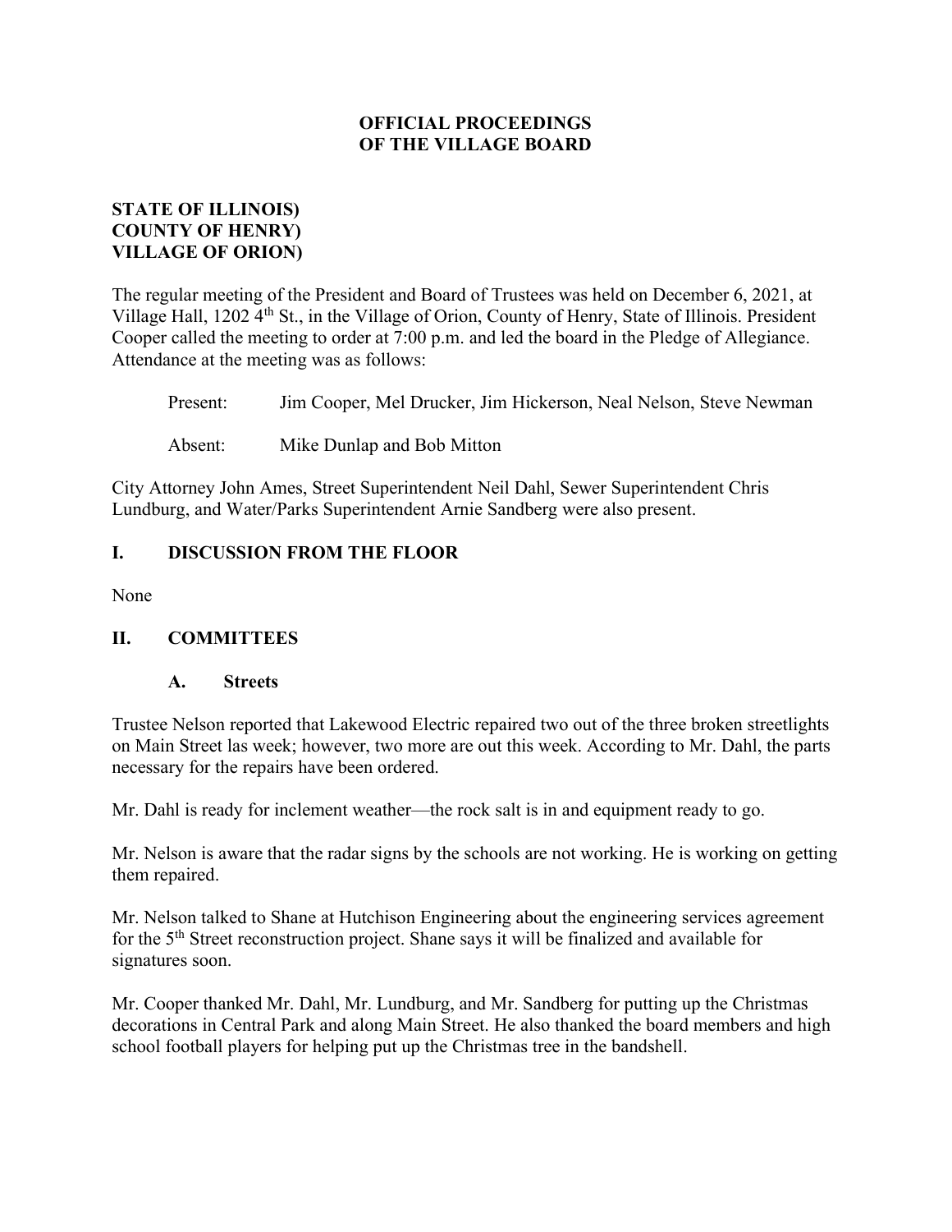# OFFICIAL PROCEEDINGS OF THE VILLAGE BOARD

**STATE OF ILLINOIS)**
**COUNTY OF HENRY)**
**VILLAGE OF ORION)**

The regular meeting of the President and Board of Trustees was held on December 6, 2021, at Village Hall, 1202 4th St., in the Village of Orion, County of Henry, State of Illinois. President Cooper called the meeting to order at 7:00 p.m. and led the board in the Pledge of Allegiance. Attendance at the meeting was as follows:

Present: Jim Cooper, Mel Drucker, Jim Hickerson, Neal Nelson, Steve Newman

Absent: Mike Dunlap and Bob Mitton

City Attorney John Ames, Street Superintendent Neil Dahl, Sewer Superintendent Chris Lundburg, and Water/Parks Superintendent Arnie Sandberg were also present.

## I. DISCUSSION FROM THE FLOOR

None

## II. COMMITTEES

### A. Streets

Trustee Nelson reported that Lakewood Electric repaired two out of the three broken streetlights on Main Street las week; however, two more are out this week. According to Mr. Dahl, the parts necessary for the repairs have been ordered.

Mr. Dahl is ready for inclement weather—the rock salt is in and equipment ready to go.

Mr. Nelson is aware that the radar signs by the schools are not working. He is working on getting them repaired.

Mr. Nelson talked to Shane at Hutchison Engineering about the engineering services agreement for the 5th Street reconstruction project. Shane says it will be finalized and available for signatures soon.

Mr. Cooper thanked Mr. Dahl, Mr. Lundburg, and Mr. Sandberg for putting up the Christmas decorations in Central Park and along Main Street. He also thanked the board members and high school football players for helping put up the Christmas tree in the bandshell.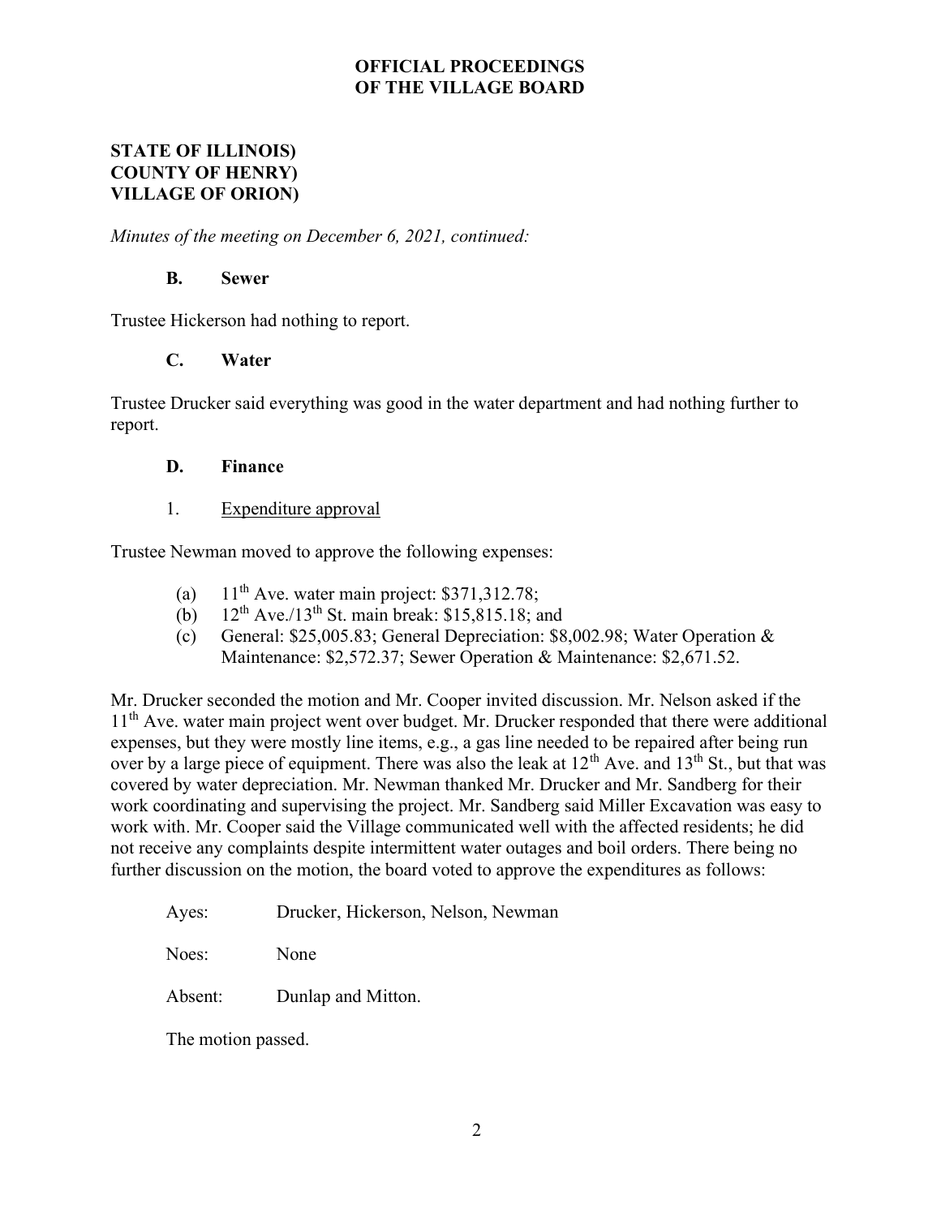**OFFICIAL PROCEEDINGS**
**OF THE VILLAGE BOARD**

**STATE OF ILLINOIS)**
**COUNTY OF HENRY)**
**VILLAGE OF ORION)**

*Minutes of the meeting on December 6, 2021, continued:*

### B. Sewer

Trustee Hickerson had nothing to report.

### C. Water

Trustee Drucker said everything was good in the water department and had nothing further to report.

### D. Finance

1. Expenditure approval

Trustee Newman moved to approve the following expenses:

(a) 11th Ave. water main project: $371,312.78;
(b) 12th Ave./13th St. main break: $15,815.18; and
(c) General: $25,005.83; General Depreciation: $8,002.98; Water Operation & Maintenance: $2,572.37; Sewer Operation & Maintenance: $2,671.52.

Mr. Drucker seconded the motion and Mr. Cooper invited discussion. Mr. Nelson asked if the 11th Ave. water main project went over budget. Mr. Drucker responded that there were additional expenses, but they were mostly line items, e.g., a gas line needed to be repaired after being run over by a large piece of equipment. There was also the leak at 12th Ave. and 13th St., but that was covered by water depreciation. Mr. Newman thanked Mr. Drucker and Mr. Sandberg for their work coordinating and supervising the project. Mr. Sandberg said Miller Excavation was easy to work with. Mr. Cooper said the Village communicated well with the affected residents; he did not receive any complaints despite intermittent water outages and boil orders. There being no further discussion on the motion, the board voted to approve the expenditures as follows:

Ayes: Drucker, Hickerson, Nelson, Newman

Noes: None

Absent: Dunlap and Mitton.

The motion passed.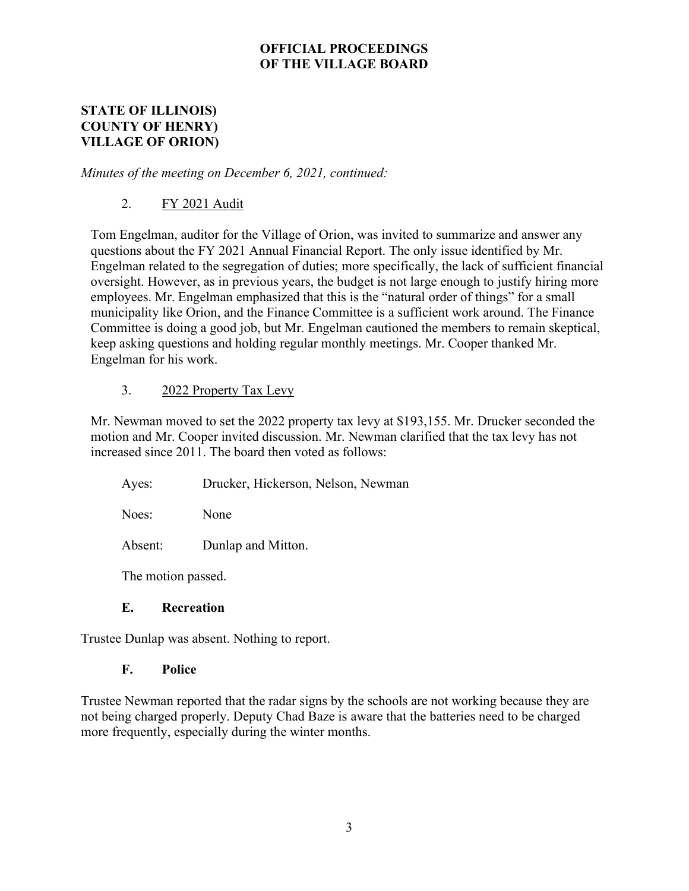**OFFICIAL PROCEEDINGS**
**OF THE VILLAGE BOARD**

**STATE OF ILLINOIS)**
**COUNTY OF HENRY)**
**VILLAGE OF ORION)**

*Minutes of the meeting on December 6, 2021, continued:*

2. FY 2021 Audit

Tom Engelman, auditor for the Village of Orion, was invited to summarize and answer any questions about the FY 2021 Annual Financial Report. The only issue identified by Mr. Engelman related to the segregation of duties; more specifically, the lack of sufficient financial oversight. However, as in previous years, the budget is not large enough to justify hiring more employees. Mr. Engelman emphasized that this is the "natural order of things" for a small municipality like Orion, and the Finance Committee is a sufficient work around. The Finance Committee is doing a good job, but Mr. Engelman cautioned the members to remain skeptical, keep asking questions and holding regular monthly meetings. Mr. Cooper thanked Mr. Engelman for his work.

3. 2022 Property Tax Levy

Mr. Newman moved to set the 2022 property tax levy at $193,155. Mr. Drucker seconded the motion and Mr. Cooper invited discussion. Mr. Newman clarified that the tax levy has not increased since 2011. The board then voted as follows:

Ayes: Drucker, Hickerson, Nelson, Newman

Noes: None

Absent: Dunlap and Mitton.

The motion passed.

### E. Recreation

Trustee Dunlap was absent. Nothing to report.

### F. Police

Trustee Newman reported that the radar signs by the schools are not working because they are not being charged properly. Deputy Chad Baze is aware that the batteries need to be charged more frequently, especially during the winter months.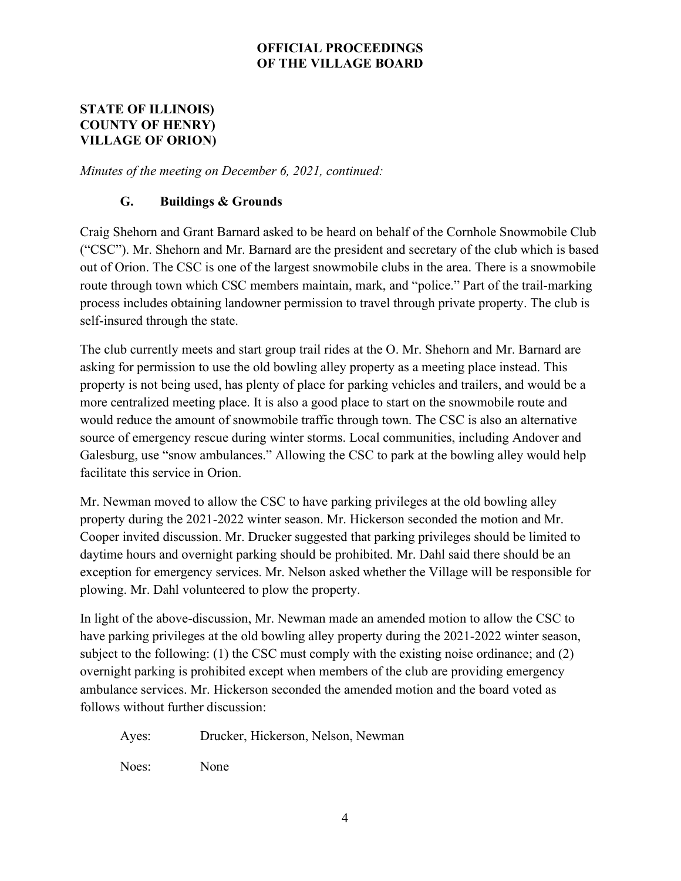**OFFICIAL PROCEEDINGS**
**OF THE VILLAGE BOARD**

**STATE OF ILLINOIS)**
**COUNTY OF HENRY)**
**VILLAGE OF ORION)**

*Minutes of the meeting on December 6, 2021, continued:*

### G. Buildings & Grounds

Craig Shehorn and Grant Barnard asked to be heard on behalf of the Cornhole Snowmobile Club ("CSC"). Mr. Shehorn and Mr. Barnard are the president and secretary of the club which is based out of Orion. The CSC is one of the largest snowmobile clubs in the area. There is a snowmobile route through town which CSC members maintain, mark, and "police." Part of the trail-marking process includes obtaining landowner permission to travel through private property. The club is self-insured through the state.

The club currently meets and start group trail rides at the O. Mr. Shehorn and Mr. Barnard are asking for permission to use the old bowling alley property as a meeting place instead. This property is not being used, has plenty of place for parking vehicles and trailers, and would be a more centralized meeting place. It is also a good place to start on the snowmobile route and would reduce the amount of snowmobile traffic through town. The CSC is also an alternative source of emergency rescue during winter storms. Local communities, including Andover and Galesburg, use "snow ambulances." Allowing the CSC to park at the bowling alley would help facilitate this service in Orion.

Mr. Newman moved to allow the CSC to have parking privileges at the old bowling alley property during the 2021-2022 winter season. Mr. Hickerson seconded the motion and Mr. Cooper invited discussion. Mr. Drucker suggested that parking privileges should be limited to daytime hours and overnight parking should be prohibited. Mr. Dahl said there should be an exception for emergency services. Mr. Nelson asked whether the Village will be responsible for plowing. Mr. Dahl volunteered to plow the property.

In light of the above-discussion, Mr. Newman made an amended motion to allow the CSC to have parking privileges at the old bowling alley property during the 2021-2022 winter season, subject to the following: (1) the CSC must comply with the existing noise ordinance; and (2) overnight parking is prohibited except when members of the club are providing emergency ambulance services. Mr. Hickerson seconded the amended motion and the board voted as follows without further discussion:

Ayes: Drucker, Hickerson, Nelson, Newman

Noes: None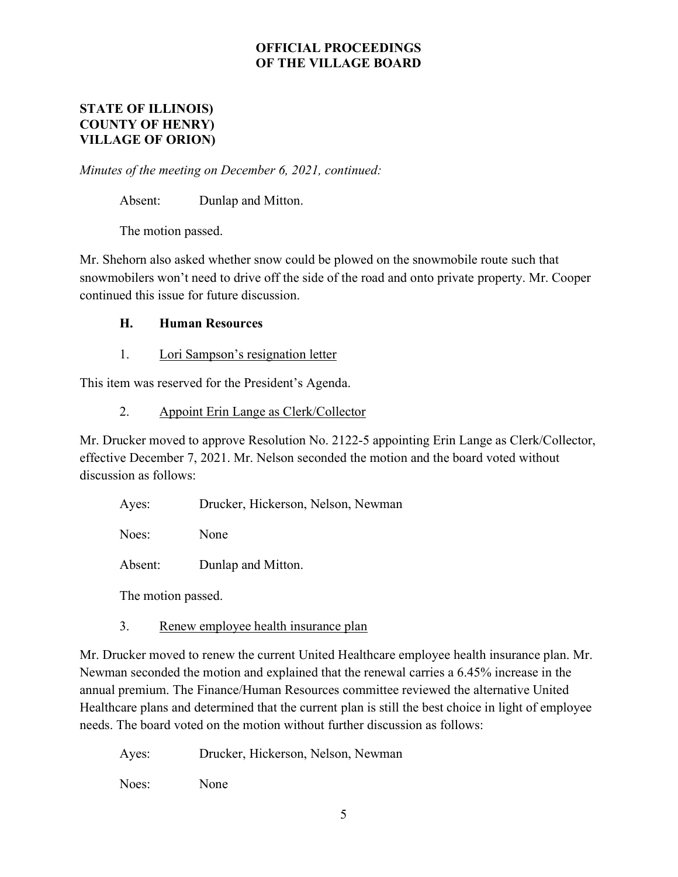**OFFICIAL PROCEEDINGS OF THE VILLAGE BOARD**

**STATE OF ILLINOIS)**
**COUNTY OF HENRY)**
**VILLAGE OF ORION)**

*Minutes of the meeting on December 6, 2021, continued:*

Absent: Dunlap and Mitton.

The motion passed.

Mr. Shehorn also asked whether snow could be plowed on the snowmobile route such that snowmobilers won't need to drive off the side of the road and onto private property. Mr. Cooper continued this issue for future discussion.

### H. Human Resources

1. Lori Sampson's resignation letter

This item was reserved for the President's Agenda.

2. Appoint Erin Lange as Clerk/Collector

Mr. Drucker moved to approve Resolution No. 2122-5 appointing Erin Lange as Clerk/Collector, effective December 7, 2021. Mr. Nelson seconded the motion and the board voted without discussion as follows:

Ayes: Drucker, Hickerson, Nelson, Newman

Noes: None

Absent: Dunlap and Mitton.

The motion passed.

3. Renew employee health insurance plan

Mr. Drucker moved to renew the current United Healthcare employee health insurance plan. Mr. Newman seconded the motion and explained that the renewal carries a 6.45% increase in the annual premium. The Finance/Human Resources committee reviewed the alternative United Healthcare plans and determined that the current plan is still the best choice in light of employee needs. The board voted on the motion without further discussion as follows:

Ayes: Drucker, Hickerson, Nelson, Newman

Noes: None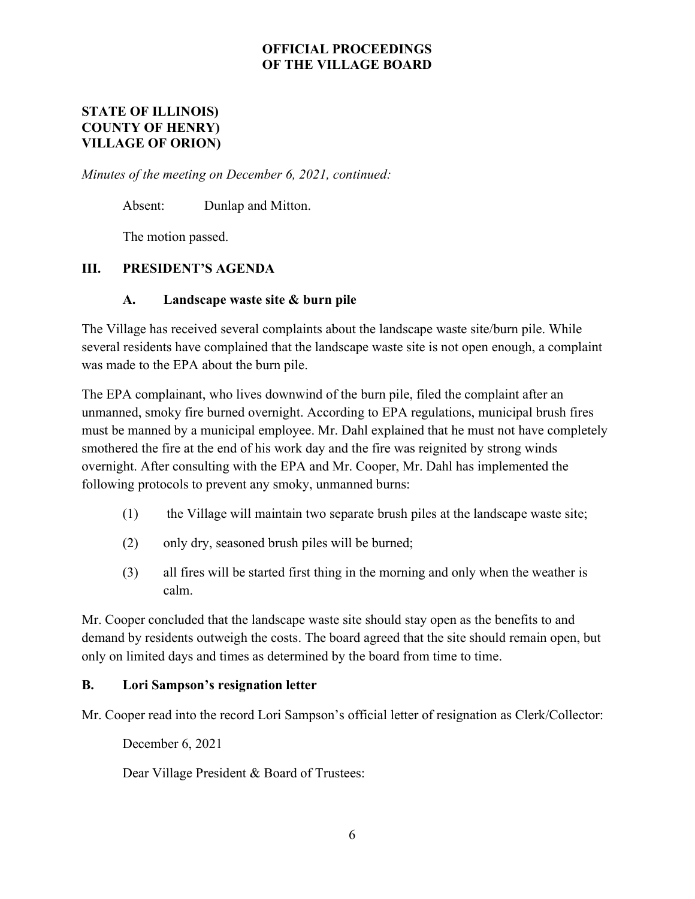**OFFICIAL PROCEEDINGS OF THE VILLAGE BOARD**

**STATE OF ILLINOIS)**
**COUNTY OF HENRY)**
**VILLAGE OF ORION)**

*Minutes of the meeting on December 6, 2021, continued:*

Absent: Dunlap and Mitton.

The motion passed.

## III. PRESIDENT'S AGENDA

### A. Landscape waste site & burn pile

The Village has received several complaints about the landscape waste site/burn pile. While several residents have complained that the landscape waste site is not open enough, a complaint was made to the EPA about the burn pile.

The EPA complainant, who lives downwind of the burn pile, filed the complaint after an unmanned, smoky fire burned overnight. According to EPA regulations, municipal brush fires must be manned by a municipal employee. Mr. Dahl explained that he must not have completely smothered the fire at the end of his work day and the fire was reignited by strong winds overnight. After consulting with the EPA and Mr. Cooper, Mr. Dahl has implemented the following protocols to prevent any smoky, unmanned burns:

(1) the Village will maintain two separate brush piles at the landscape waste site;

(2) only dry, seasoned brush piles will be burned;

(3) all fires will be started first thing in the morning and only when the weather is calm.

Mr. Cooper concluded that the landscape waste site should stay open as the benefits to and demand by residents outweigh the costs. The board agreed that the site should remain open, but only on limited days and times as determined by the board from time to time.

### B. Lori Sampson's resignation letter

Mr. Cooper read into the record Lori Sampson's official letter of resignation as Clerk/Collector:

December 6, 2021

Dear Village President & Board of Trustees: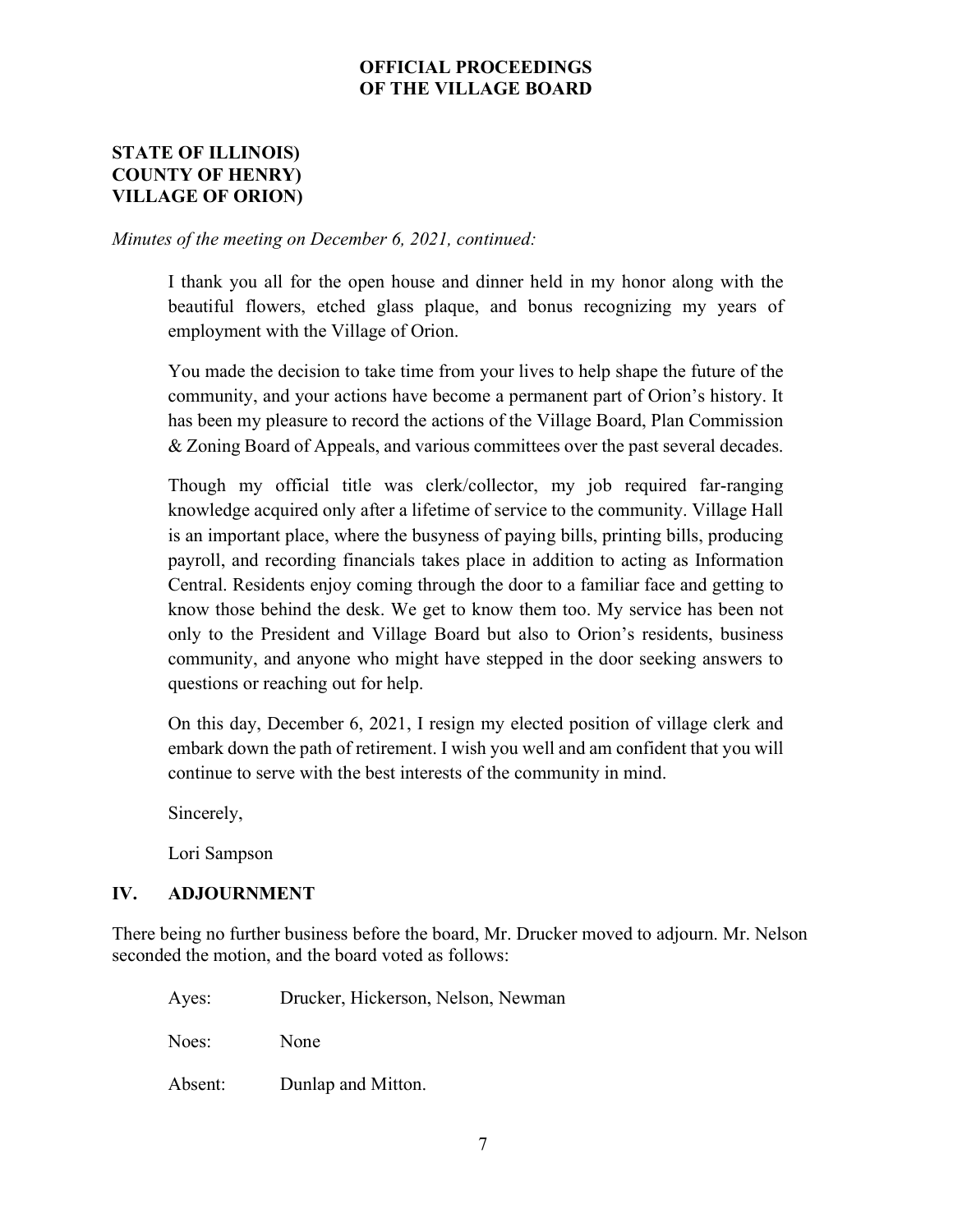**OFFICIAL PROCEEDINGS**
**OF THE VILLAGE BOARD**

**STATE OF ILLINOIS)**
**COUNTY OF HENRY)**
**VILLAGE OF ORION)**

*Minutes of the meeting on December 6, 2021, continued:*

> I thank you all for the open house and dinner held in my honor along with the beautiful flowers, etched glass plaque, and bonus recognizing my years of employment with the Village of Orion.
>
> You made the decision to take time from your lives to help shape the future of the community, and your actions have become a permanent part of Orion's history. It has been my pleasure to record the actions of the Village Board, Plan Commission & Zoning Board of Appeals, and various committees over the past several decades.
>
> Though my official title was clerk/collector, my job required far-ranging knowledge acquired only after a lifetime of service to the community. Village Hall is an important place, where the busyness of paying bills, printing bills, producing payroll, and recording financials takes place in addition to acting as Information Central. Residents enjoy coming through the door to a familiar face and getting to know those behind the desk. We get to know them too. My service has been not only to the President and Village Board but also to Orion's residents, business community, and anyone who might have stepped in the door seeking answers to questions or reaching out for help.
>
> On this day, December 6, 2021, I resign my elected position of village clerk and embark down the path of retirement. I wish you well and am confident that you will continue to serve with the best interests of the community in mind.
>
> Sincerely,
>
> Lori Sampson

## IV. ADJOURNMENT

There being no further business before the board, Mr. Drucker moved to adjourn. Mr. Nelson seconded the motion, and the board voted as follows:

Ayes: Drucker, Hickerson, Nelson, Newman

Noes: None

Absent: Dunlap and Mitton.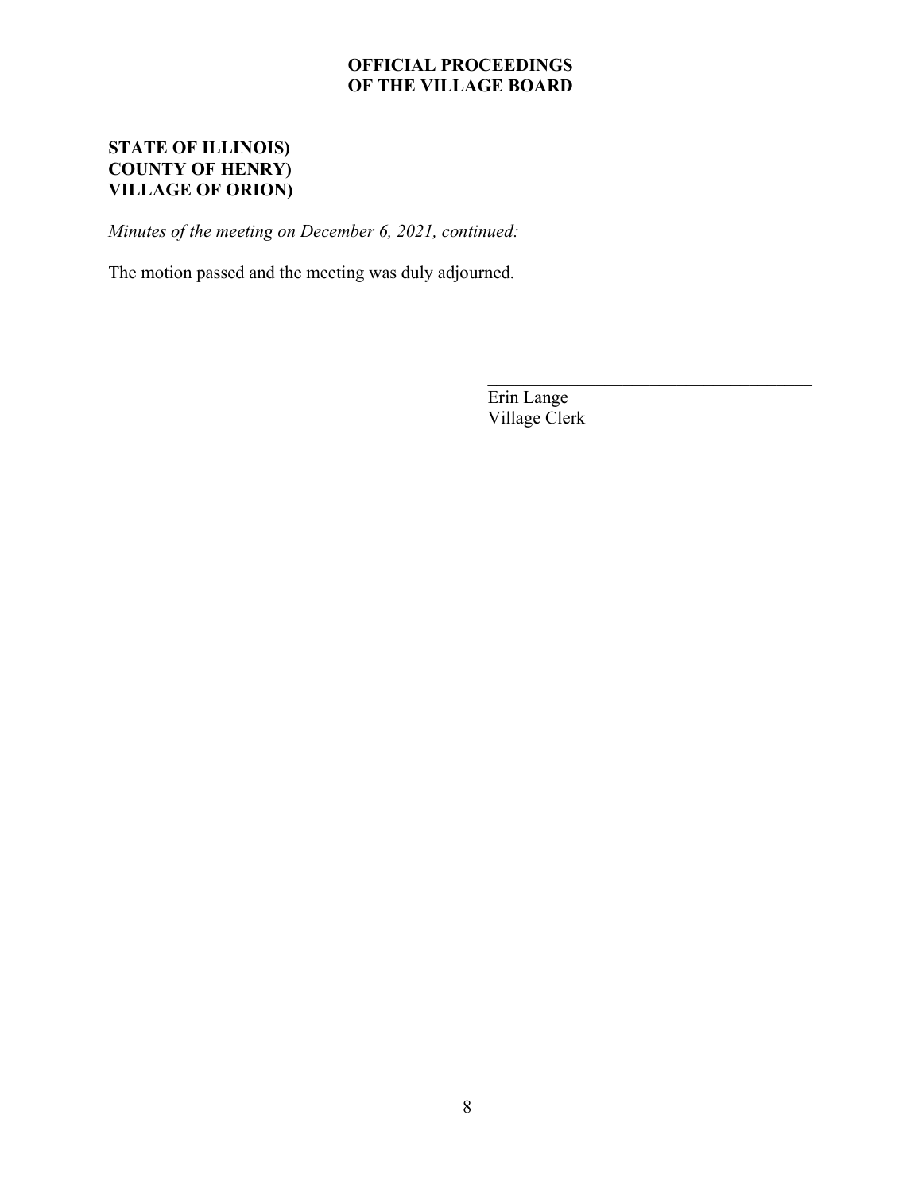**OFFICIAL PROCEEDINGS**
**OF THE VILLAGE BOARD**

**STATE OF ILLINOIS)**
**COUNTY OF HENRY)**
**VILLAGE OF ORION)**

*Minutes of the meeting on December 6, 2021, continued:*

The motion passed and the meeting was duly adjourned.

\_\_\_\_\_\_\_\_\_\_\_\_\_\_\_\_\_\_\_\_\_\_\_\_\_\_\_\_\_\_\_\_\_\_\_\_
Erin Lange
Village Clerk